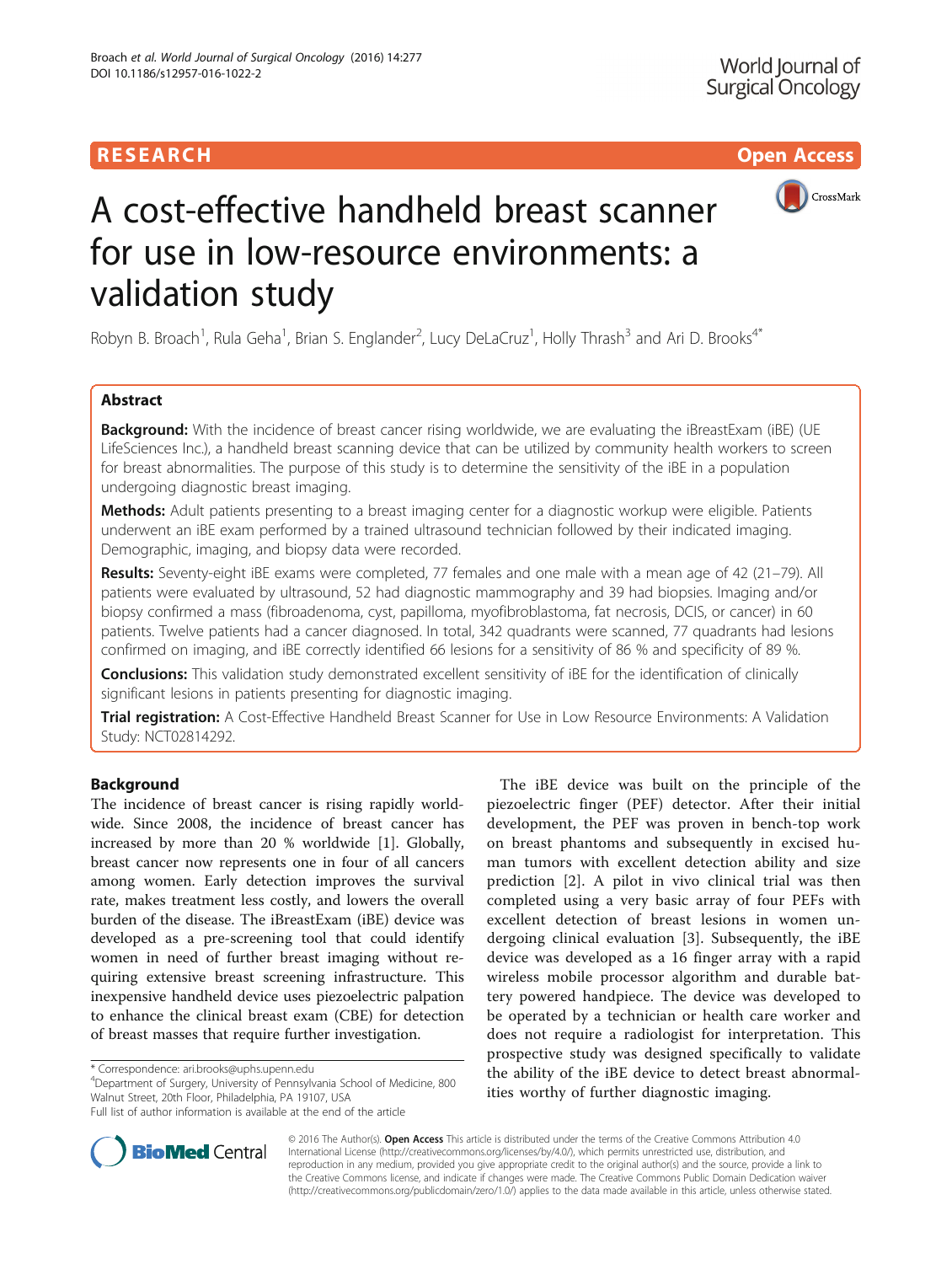RESEARCH

Open Access

# A cost-effective handheld breast scanner for use in low-resource environments: a validation study

Robyn B. Broach[1], Rula Geha[1], Brian S. Englander[2], Lucy DeLaCruz[1], Holly Thrash[3] and Ari D. Brooks[4*]

## Abstract

**Background:** With the incidence of breast cancer rising worldwide, we are evaluating the iBreastExam (iBE) (UE LifeSciences Inc.), a handheld breast scanning device that can be utilized by community health workers to screen for breast abnormalities. The purpose of this study is to determine the sensitivity of the iBE in a population undergoing diagnostic breast imaging.

**Methods:** Adult patients presenting to a breast imaging center for a diagnostic workup were eligible. Patients underwent an iBE exam performed by a trained ultrasound technician followed by their indicated imaging. Demographic, imaging, and biopsy data were recorded.

**Results:** Seventy-eight iBE exams were completed, 77 females and one male with a mean age of 42 (21–79). All patients were evaluated by ultrasound, 52 had diagnostic mammography and 39 had biopsies. Imaging and/or biopsy confirmed a mass (fibroadenoma, cyst, papilloma, myofibroblastoma, fat necrosis, DCIS, or cancer) in 60 patients. Twelve patients had a cancer diagnosed. In total, 342 quadrants were scanned, 77 quadrants had lesions confirmed on imaging, and iBE correctly identified 66 lesions for a sensitivity of 86 % and specificity of 89 %.

**Conclusions:** This validation study demonstrated excellent sensitivity of iBE for the identification of clinically significant lesions in patients presenting for diagnostic imaging.

**Trial registration:** A Cost-Effective Handheld Breast Scanner for Use in Low Resource Environments: A Validation Study: NCT02814292.

## Background

The incidence of breast cancer is rising rapidly worldwide. Since 2008, the incidence of breast cancer has increased by more than 20 % worldwide [1]. Globally, breast cancer now represents one in four of all cancers among women. Early detection improves the survival rate, makes treatment less costly, and lowers the overall burden of the disease. The iBreastExam (iBE) device was developed as a pre-screening tool that could identify women in need of further breast imaging without requiring extensive breast screening infrastructure. This inexpensive handheld device uses piezoelectric palpation to enhance the clinical breast exam (CBE) for detection of breast masses that require further investigation.

The iBE device was built on the principle of the piezoelectric finger (PEF) detector. After their initial development, the PEF was proven in bench-top work on breast phantoms and subsequently in excised human tumors with excellent detection ability and size prediction [2]. A pilot in vivo clinical trial was then completed using a very basic array of four PEFs with excellent detection of breast lesions in women undergoing clinical evaluation [3]. Subsequently, the iBE device was developed as a 16 finger array with a rapid wireless mobile processor algorithm and durable battery powered handpiece. The device was developed to be operated by a technician or health care worker and does not require a radiologist for interpretation. This prospective study was designed specifically to validate the ability of the iBE device to detect breast abnormalities worthy of further diagnostic imaging.

\* Correspondence: ari.brooks@uphs.upenn.edu
[4]Department of Surgery, University of Pennsylvania School of Medicine, 800 Walnut Street, 20th Floor, Philadelphia, PA 19107, USA
Full list of author information is available at the end of the article

© 2016 The Author(s). **Open Access** This article is distributed under the terms of the Creative Commons Attribution 4.0 International License (http://creativecommons.org/licenses/by/4.0/), which permits unrestricted use, distribution, and reproduction in any medium, provided you give appropriate credit to the original author(s) and the source, provide a link to the Creative Commons license, and indicate if changes were made. The Creative Commons Public Domain Dedication waiver (http://creativecommons.org/publicdomain/zero/1.0/) applies to the data made available in this article, unless otherwise stated.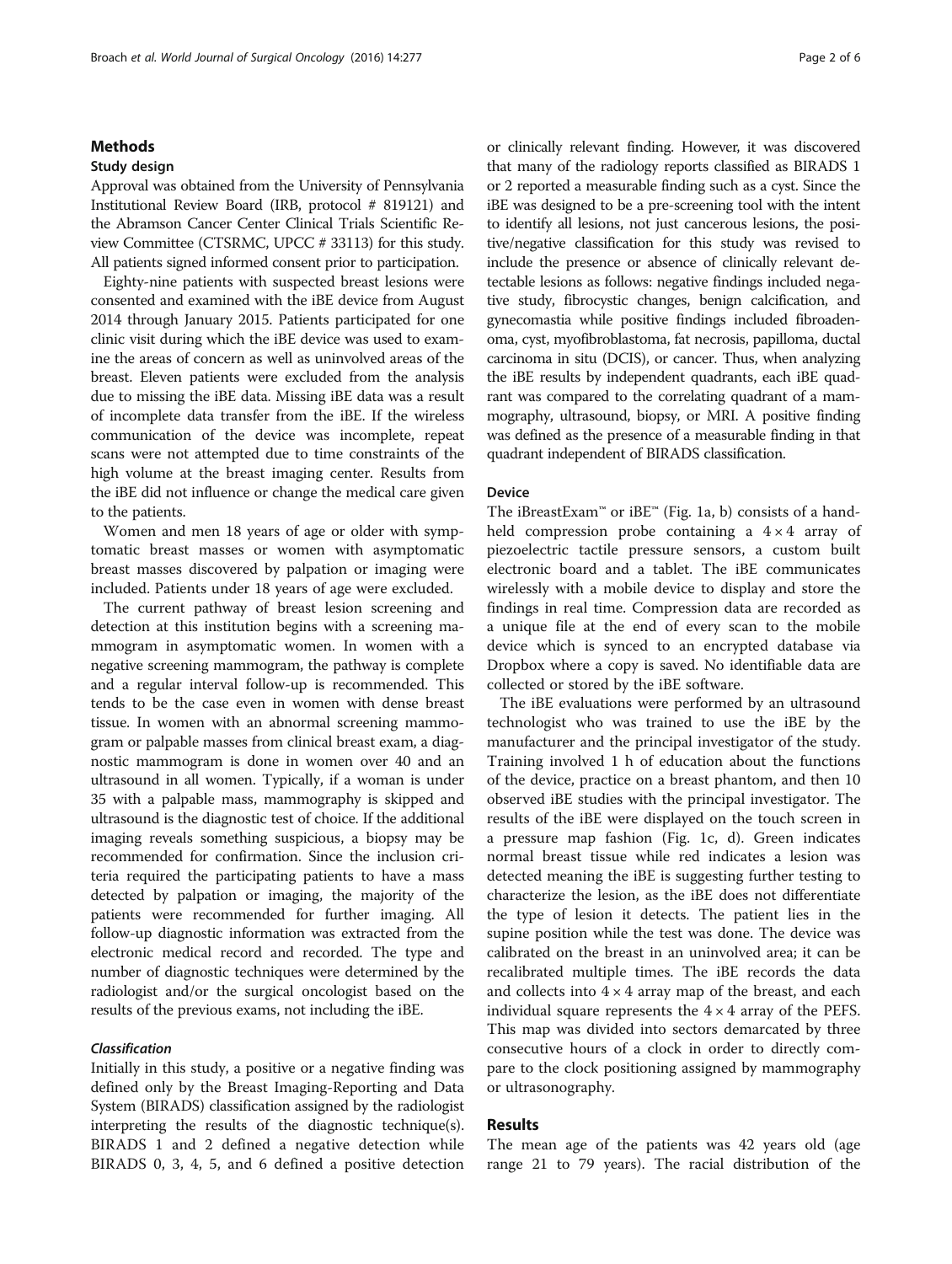## Methods

### Study design

Approval was obtained from the University of Pennsylvania Institutional Review Board (IRB, protocol # 819121) and the Abramson Cancer Center Clinical Trials Scientific Review Committee (CTSRMC, UPCC # 33113) for this study. All patients signed informed consent prior to participation.

Eighty-nine patients with suspected breast lesions were consented and examined with the iBE device from August 2014 through January 2015. Patients participated for one clinic visit during which the iBE device was used to examine the areas of concern as well as uninvolved areas of the breast. Eleven patients were excluded from the analysis due to missing the iBE data. Missing iBE data was a result of incomplete data transfer from the iBE. If the wireless communication of the device was incomplete, repeat scans were not attempted due to time constraints of the high volume at the breast imaging center. Results from the iBE did not influence or change the medical care given to the patients.

Women and men 18 years of age or older with symptomatic breast masses or women with asymptomatic breast masses discovered by palpation or imaging were included. Patients under 18 years of age were excluded.

The current pathway of breast lesion screening and detection at this institution begins with a screening mammogram in asymptomatic women. In women with a negative screening mammogram, the pathway is complete and a regular interval follow-up is recommended. This tends to be the case even in women with dense breast tissue. In women with an abnormal screening mammogram or palpable masses from clinical breast exam, a diagnostic mammogram is done in women over 40 and an ultrasound in all women. Typically, if a woman is under 35 with a palpable mass, mammography is skipped and ultrasound is the diagnostic test of choice. If the additional imaging reveals something suspicious, a biopsy may be recommended for confirmation. Since the inclusion criteria required the participating patients to have a mass detected by palpation or imaging, the majority of the patients were recommended for further imaging. All follow-up diagnostic information was extracted from the electronic medical record and recorded. The type and number of diagnostic techniques were determined by the radiologist and/or the surgical oncologist based on the results of the previous exams, not including the iBE.

#### *Classification*

Initially in this study, a positive or a negative finding was defined only by the Breast Imaging-Reporting and Data System (BIRADS) classification assigned by the radiologist interpreting the results of the diagnostic technique(s). BIRADS 1 and 2 defined a negative detection while BIRADS 0, 3, 4, 5, and 6 defined a positive detection or clinically relevant finding. However, it was discovered that many of the radiology reports classified as BIRADS 1 or 2 reported a measurable finding such as a cyst. Since the iBE was designed to be a pre-screening tool with the intent to identify all lesions, not just cancerous lesions, the positive/negative classification for this study was revised to include the presence or absence of clinically relevant detectable lesions as follows: negative findings included negative study, fibrocystic changes, benign calcification, and gynecomastia while positive findings included fibroadenoma, cyst, myofibroblastoma, fat necrosis, papilloma, ductal carcinoma in situ (DCIS), or cancer. Thus, when analyzing the iBE results by independent quadrants, each iBE quadrant was compared to the correlating quadrant of a mammography, ultrasound, biopsy, or MRI. A positive finding was defined as the presence of a measurable finding in that quadrant independent of BIRADS classification.

### Device

The iBreastExam™ or iBE™ (Fig. 1a, b) consists of a handheld compression probe containing a $4 \times 4$ array of piezoelectric tactile pressure sensors, a custom built electronic board and a tablet. The iBE communicates wirelessly with a mobile device to display and store the findings in real time. Compression data are recorded as a unique file at the end of every scan to the mobile device which is synced to an encrypted database via Dropbox where a copy is saved. No identifiable data are collected or stored by the iBE software.

The iBE evaluations were performed by an ultrasound technologist who was trained to use the iBE by the manufacturer and the principal investigator of the study. Training involved 1 h of education about the functions of the device, practice on a breast phantom, and then 10 observed iBE studies with the principal investigator. The results of the iBE were displayed on the touch screen in a pressure map fashion (Fig. 1c, d). Green indicates normal breast tissue while red indicates a lesion was detected meaning the iBE is suggesting further testing to characterize the lesion, as the iBE does not differentiate the type of lesion it detects. The patient lies in the supine position while the test was done. The device was calibrated on the breast in an uninvolved area; it can be recalibrated multiple times. The iBE records the data and collects into $4 \times 4$ array map of the breast, and each individual square represents the $4 \times 4$ array of the PEFS. This map was divided into sectors demarcated by three consecutive hours of a clock in order to directly compare to the clock positioning assigned by mammography or ultrasonography.

## Results

The mean age of the patients was 42 years old (age range 21 to 79 years). The racial distribution of the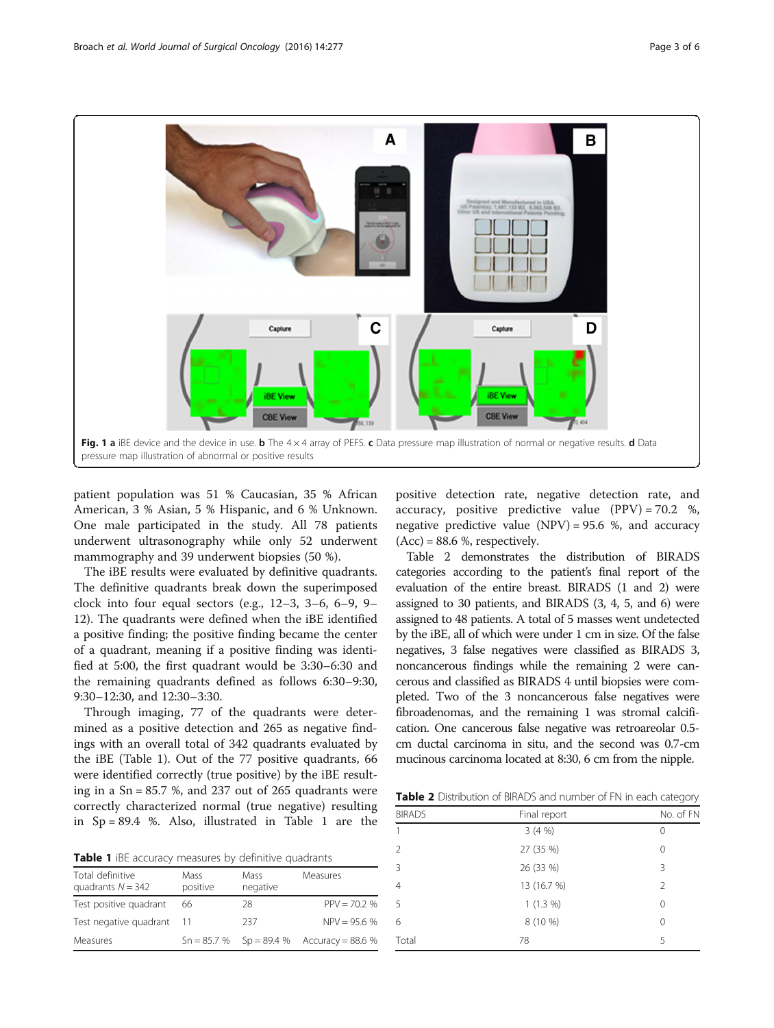Fig. 1 **a** iBE device and the device in use. **b** The 4 × 4 array of PEFS. **c** Data pressure map illustration of normal or negative results. **d** Data pressure map illustration of abnormal or positive results

patient population was 51 % Caucasian, 35 % African American, 3 % Asian, 5 % Hispanic, and 6 % Unknown. One male participated in the study. All 78 patients underwent ultrasonography while only 52 underwent mammography and 39 underwent biopsies (50 %).

The iBE results were evaluated by definitive quadrants. The definitive quadrants break down the superimposed clock into four equal sectors (e.g., 12–3, 3–6, 6–9, 9–12). The quadrants were defined when the iBE identified a positive finding; the positive finding became the center of a quadrant, meaning if a positive finding was identified at 5:00, the first quadrant would be 3:30–6:30 and the remaining quadrants defined as follows 6:30–9:30, 9:30–12:30, and 12:30–3:30.

Through imaging, 77 of the quadrants were determined as a positive detection and 265 as negative findings with an overall total of 342 quadrants evaluated by the iBE (Table 1). Out of the 77 positive quadrants, 66 were identified correctly (true positive) by the iBE resulting in a Sn = 85.7 %, and 237 out of 265 quadrants were correctly characterized normal (true negative) resulting in Sp = 89.4 %. Also, illustrated in Table 1 are the positive detection rate, negative detection rate, and accuracy, positive predictive value (PPV) = 70.2 %, negative predictive value (NPV) = 95.6 %, and accuracy (Acc) = 88.6 %, respectively.

**Table 1** iBE accuracy measures by definitive quadrants

| Total definitive quadrants N = 342 | Mass positive | Mass negative | Measures |
|---|---|---|---|
| Test positive quadrant | 66 | 28 | PPV = 70.2 % |
| Test negative quadrant | 11 | 237 | NPV = 95.6 % |
| Measures | Sn = 85.7 % | Sp = 89.4 % | Accuracy = 88.6 % |

Table 2 demonstrates the distribution of BIRADS categories according to the patient's final report of the evaluation of the entire breast. BIRADS (1 and 2) were assigned to 30 patients, and BIRADS (3, 4, 5, and 6) were assigned to 48 patients. A total of 5 masses went undetected by the iBE, all of which were under 1 cm in size. Of the false negatives, 3 false negatives were classified as BIRADS 3, noncancerous findings while the remaining 2 were cancerous and classified as BIRADS 4 until biopsies were completed. Two of the 3 noncancerous false negatives were fibroadenomas, and the remaining 1 was stromal calcification. One cancerous false negative was retroareolar 0.5-cm ductal carcinoma in situ, and the second was 0.7-cm mucinous carcinoma located at 8:30, 6 cm from the nipple.

**Table 2** Distribution of BIRADS and number of FN in each category

| BIRADS | Final report | No. of FN |
|---|---|---|
| 1 | 3 (4 %) | 0 |
| 2 | 27 (35 %) | 0 |
| 3 | 26 (33 %) | 3 |
| 4 | 13 (16.7 %) | 2 |
| 5 | 1 (1.3 %) | 0 |
| 6 | 8 (10 %) | 0 |
| Total | 78 | 5 |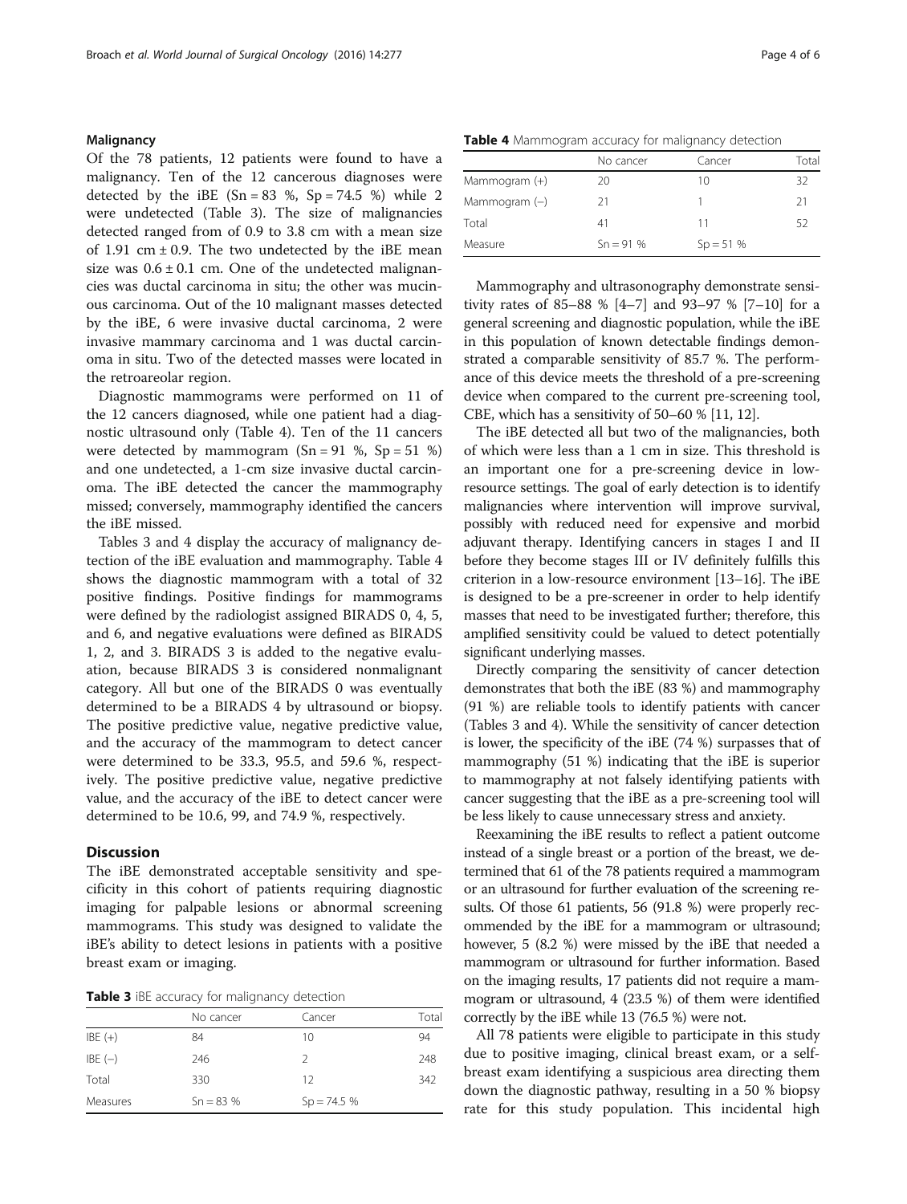### Malignancy

Of the 78 patients, 12 patients were found to have a malignancy. Ten of the 12 cancerous diagnoses were detected by the iBE (Sn = 83 %, Sp = 74.5 %) while 2 were undetected (Table 3). The size of malignancies detected ranged from of 0.9 to 3.8 cm with a mean size of 1.91 cm ± 0.9. The two undetected by the iBE mean size was 0.6 ± 0.1 cm. One of the undetected malignancies was ductal carcinoma in situ; the other was mucinous carcinoma. Out of the 10 malignant masses detected by the iBE, 6 were invasive ductal carcinoma, 2 were invasive mammary carcinoma and 1 was ductal carcinoma in situ. Two of the detected masses were located in the retroareolar region.

Diagnostic mammograms were performed on 11 of the 12 cancers diagnosed, while one patient had a diagnostic ultrasound only (Table 4). Ten of the 11 cancers were detected by mammogram (Sn = 91 %, Sp = 51 %) and one undetected, a 1-cm size invasive ductal carcinoma. The iBE detected the cancer the mammography missed; conversely, mammography identified the cancers the iBE missed.

Tables 3 and 4 display the accuracy of malignancy detection of the iBE evaluation and mammography. Table 4 shows the diagnostic mammogram with a total of 32 positive findings. Positive findings for mammograms were defined by the radiologist assigned BIRADS 0, 4, 5, and 6, and negative evaluations were defined as BIRADS 1, 2, and 3. BIRADS 3 is added to the negative evaluation, because BIRADS 3 is considered nonmalignant category. All but one of the BIRADS 0 was eventually determined to be a BIRADS 4 by ultrasound or biopsy. The positive predictive value, negative predictive value, and the accuracy of the mammogram to detect cancer were determined to be 33.3, 95.5, and 59.6 %, respectively. The positive predictive value, negative predictive value, and the accuracy of the iBE to detect cancer were determined to be 10.6, 99, and 74.9 %, respectively.

## Discussion

The iBE demonstrated acceptable sensitivity and specificity in this cohort of patients requiring diagnostic imaging for palpable lesions or abnormal screening mammograms. This study was designed to validate the iBE's ability to detect lesions in patients with a positive breast exam or imaging.

**Table 3** iBE accuracy for malignancy detection

| | No cancer | Cancer | Total |
|---|---|---|---|
| IBE (+) | 84 | 10 | 94 |
| IBE (−) | 246 | 2 | 248 |
| Total | 330 | 12 | 342 |
| Measures | Sn = 83 % | Sp = 74.5 % | |

**Table 4** Mammogram accuracy for malignancy detection

| | No cancer | Cancer | Total |
|---|---|---|---|
| Mammogram (+) | 20 | 10 | 32 |
| Mammogram (−) | 21 | 1 | 21 |
| Total | 41 | 11 | 52 |
| Measure | Sn = 91 % | Sp = 51 % | |

Mammography and ultrasonography demonstrate sensitivity rates of 85–88 % [4–7] and 93–97 % [7–10] for a general screening and diagnostic population, while the iBE in this population of known detectable findings demonstrated a comparable sensitivity of 85.7 %. The performance of this device meets the threshold of a pre-screening device when compared to the current pre-screening tool, CBE, which has a sensitivity of 50–60 % [11, 12].

The iBE detected all but two of the malignancies, both of which were less than a 1 cm in size. This threshold is an important one for a pre-screening device in low-resource settings. The goal of early detection is to identify malignancies where intervention will improve survival, possibly with reduced need for expensive and morbid adjuvant therapy. Identifying cancers in stages I and II before they become stages III or IV definitely fulfills this criterion in a low-resource environment [13–16]. The iBE is designed to be a pre-screener in order to help identify masses that need to be investigated further; therefore, this amplified sensitivity could be valued to detect potentially significant underlying masses.

Directly comparing the sensitivity of cancer detection demonstrates that both the iBE (83 %) and mammography (91 %) are reliable tools to identify patients with cancer (Tables 3 and 4). While the sensitivity of cancer detection is lower, the specificity of the iBE (74 %) surpasses that of mammography (51 %) indicating that the iBE is superior to mammography at not falsely identifying patients with cancer suggesting that the iBE as a pre-screening tool will be less likely to cause unnecessary stress and anxiety.

Reexamining the iBE results to reflect a patient outcome instead of a single breast or a portion of the breast, we determined that 61 of the 78 patients required a mammogram or an ultrasound for further evaluation of the screening results. Of those 61 patients, 56 (91.8 %) were properly recommended by the iBE for a mammogram or ultrasound; however, 5 (8.2 %) were missed by the iBE that needed a mammogram or ultrasound for further information. Based on the imaging results, 17 patients did not require a mammogram or ultrasound, 4 (23.5 %) of them were identified correctly by the iBE while 13 (76.5 %) were not.

All 78 patients were eligible to participate in this study due to positive imaging, clinical breast exam, or a self-breast exam identifying a suspicious area directing them down the diagnostic pathway, resulting in a 50 % biopsy rate for this study population. This incidental high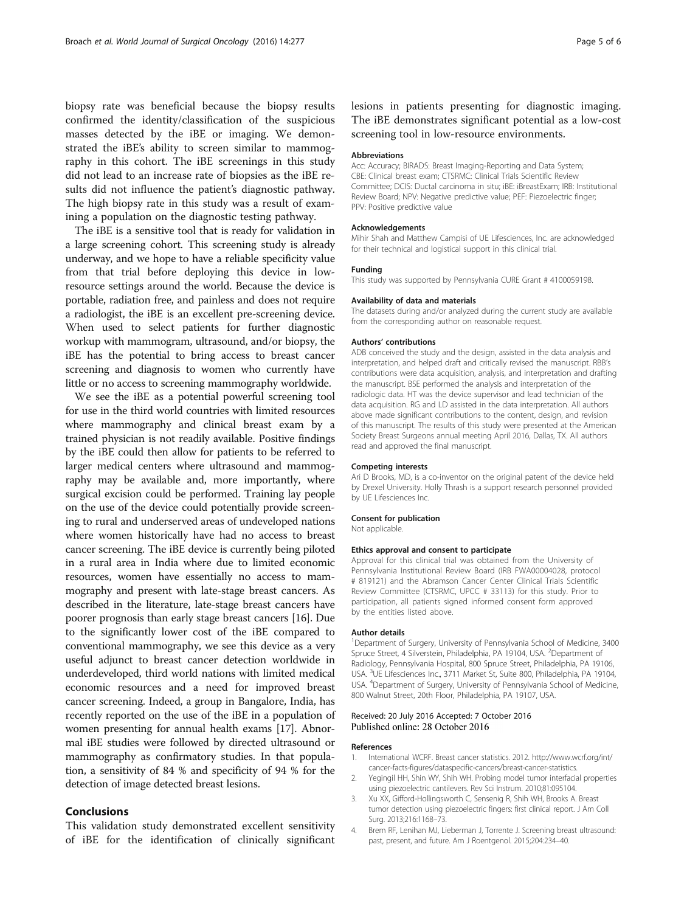biopsy rate was beneficial because the biopsy results confirmed the identity/classification of the suspicious masses detected by the iBE or imaging. We demonstrated the iBE's ability to screen similar to mammography in this cohort. The iBE screenings in this study did not lead to an increase rate of biopsies as the iBE results did not influence the patient's diagnostic pathway. The high biopsy rate in this study was a result of examining a population on the diagnostic testing pathway.

The iBE is a sensitive tool that is ready for validation in a large screening cohort. This screening study is already underway, and we hope to have a reliable specificity value from that trial before deploying this device in low-resource settings around the world. Because the device is portable, radiation free, and painless and does not require a radiologist, the iBE is an excellent pre-screening device. When used to select patients for further diagnostic workup with mammogram, ultrasound, and/or biopsy, the iBE has the potential to bring access to breast cancer screening and diagnosis to women who currently have little or no access to screening mammography worldwide.

We see the iBE as a potential powerful screening tool for use in the third world countries with limited resources where mammography and clinical breast exam by a trained physician is not readily available. Positive findings by the iBE could then allow for patients to be referred to larger medical centers where ultrasound and mammography may be available and, more importantly, where surgical excision could be performed. Training lay people on the use of the device could potentially provide screening to rural and underserved areas of undeveloped nations where women historically have had no access to breast cancer screening. The iBE device is currently being piloted in a rural area in India where due to limited economic resources, women have essentially no access to mammography and present with late-stage breast cancers. As described in the literature, late-stage breast cancers have poorer prognosis than early stage breast cancers [16]. Due to the significantly lower cost of the iBE compared to conventional mammography, we see this device as a very useful adjunct to breast cancer detection worldwide in underdeveloped, third world nations with limited medical economic resources and a need for improved breast cancer screening. Indeed, a group in Bangalore, India, has recently reported on the use of the iBE in a population of women presenting for annual health exams [17]. Abnormal iBE studies were followed by directed ultrasound or mammography as confirmatory studies. In that population, a sensitivity of 84 % and specificity of 94 % for the detection of image detected breast lesions.

## Conclusions

This validation study demonstrated excellent sensitivity of iBE for the identification of clinically significant lesions in patients presenting for diagnostic imaging. The iBE demonstrates significant potential as a low-cost screening tool in low-resource environments.

### Abbreviations

Acc: Accuracy; BIRADS: Breast Imaging-Reporting and Data System; CBE: Clinical breast exam; CTSRMC: Clinical Trials Scientific Review Committee; DCIS: Ductal carcinoma in situ; iBE: iBreastExam; IRB: Institutional Review Board; NPV: Negative predictive value; PEF: Piezoelectric finger; PPV: Positive predictive value

### Acknowledgements

Mihir Shah and Matthew Campisi of UE Lifesciences, Inc. are acknowledged for their technical and logistical support in this clinical trial.

### Funding

This study was supported by Pennsylvania CURE Grant # 4100059198.

### Availability of data and materials

The datasets during and/or analyzed during the current study are available from the corresponding author on reasonable request.

### Authors' contributions

ADB conceived the study and the design, assisted in the data analysis and interpretation, and helped draft and critically revised the manuscript. RBB's contributions were data acquisition, analysis, and interpretation and drafting the manuscript. BSE performed the analysis and interpretation of the radiologic data. HT was the device supervisor and lead technician of the data acquisition. RG and LD assisted in the data interpretation. All authors above made significant contributions to the content, design, and revision of this manuscript. The results of this study were presented at the American Society Breast Surgeons annual meeting April 2016, Dallas, TX. All authors read and approved the final manuscript.

### Competing interests

Ari D Brooks, MD, is a co-inventor on the original patent of the device held by Drexel University. Holly Thrash is a support research personnel provided by UE Lifesciences Inc.

### Consent for publication

Not applicable.

### Ethics approval and consent to participate

Approval for this clinical trial was obtained from the University of Pennsylvania Institutional Review Board (IRB FWA00004028, protocol # 819121) and the Abramson Cancer Center Clinical Trials Scientific Review Committee (CTSRMC, UPCC # 33113) for this study. Prior to participation, all patients signed informed consent form approved by the entities listed above.

### Author details

[1]Department of Surgery, University of Pennsylvania School of Medicine, 3400 Spruce Street, 4 Silverstein, Philadelphia, PA 19104, USA. [2]Department of Radiology, Pennsylvania Hospital, 800 Spruce Street, Philadelphia, PA 19106, USA. [3]UE Lifesciences Inc., 3711 Market St, Suite 800, Philadelphia, PA 19104, USA. [4]Department of Surgery, University of Pennsylvania School of Medicine, 800 Walnut Street, 20th Floor, Philadelphia, PA 19107, USA.

Received: 20 July 2016 Accepted: 7 October 2016
Published online: 28 October 2016

### References

1. International WCRF. Breast cancer statistics. 2012. http://www.wcrf.org/int/cancer-facts-figures/dataspecific-cancers/breast-cancer-statistics.
2. Yegingil HH, Shin WY, Shih WH. Probing model tumor interfacial properties using piezoelectric cantilevers. Rev Sci Instrum. 2010;81:095104.
3. Xu XX, Gifford-Hollingsworth C, Sensenig R, Shih WH, Brooks A. Breast tumor detection using piezoelectric fingers: first clinical report. J Am Coll Surg. 2013;216:1168–73.
4. Brem RF, Lenihan MJ, Lieberman J, Torrente J. Screening breast ultrasound: past, present, and future. Am J Roentgenol. 2015;204:234–40.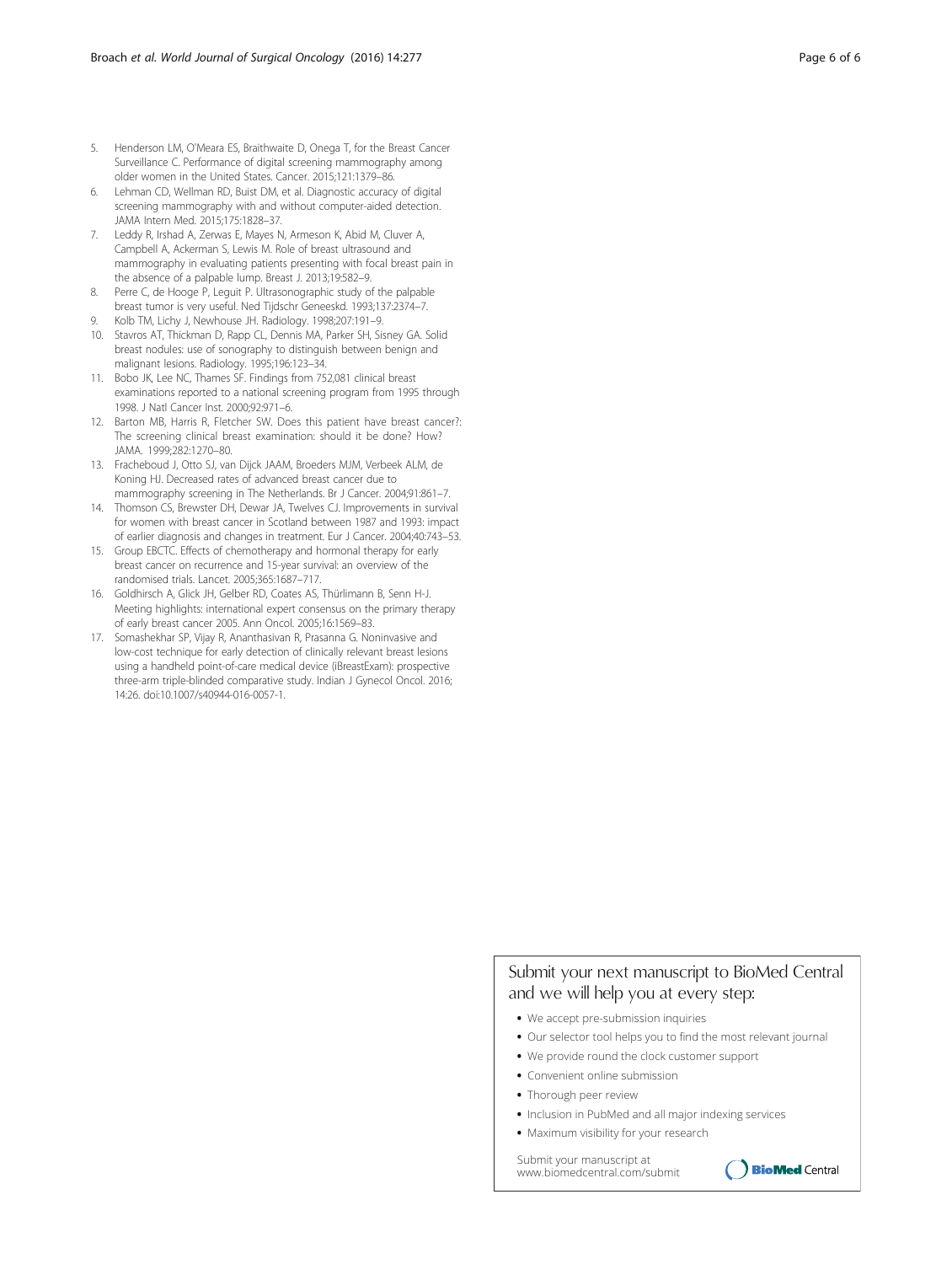5. Henderson LM, O'Meara ES, Braithwaite D, Onega T, for the Breast Cancer Surveillance C. Performance of digital screening mammography among older women in the United States. Cancer. 2015;121:1379–86.
6. Lehman CD, Wellman RD, Buist DM, et al. Diagnostic accuracy of digital screening mammography with and without computer-aided detection. JAMA Intern Med. 2015;175:1828–37.
7. Leddy R, Irshad A, Zerwas E, Mayes N, Armeson K, Abid M, Cluver A, Campbell A, Ackerman S, Lewis M. Role of breast ultrasound and mammography in evaluating patients presenting with focal breast pain in the absence of a palpable lump. Breast J. 2013;19:582–9.
8. Perre C, de Hooge P, Leguit P. Ultrasonographic study of the palpable breast tumor is very useful. Ned Tijdschr Geneeskd. 1993;137:2374–7.
9. Kolb TM, Lichy J, Newhouse JH. Radiology. 1998;207:191–9.
10. Stavros AT, Thickman D, Rapp CL, Dennis MA, Parker SH, Sisney GA. Solid breast nodules: use of sonography to distinguish between benign and malignant lesions. Radiology. 1995;196:123–34.
11. Bobo JK, Lee NC, Thames SF. Findings from 752,081 clinical breast examinations reported to a national screening program from 1995 through 1998. J Natl Cancer Inst. 2000;92:971–6.
12. Barton MB, Harris R, Fletcher SW. Does this patient have breast cancer?: The screening clinical breast examination: should it be done? How? JAMA. 1999;282:1270–80.
13. Fracheboud J, Otto SJ, van Dijck JAAM, Broeders MJM, Verbeek ALM, de Koning HJ. Decreased rates of advanced breast cancer due to mammography screening in The Netherlands. Br J Cancer. 2004;91:861–7.
14. Thomson CS, Brewster DH, Dewar JA, Twelves CJ. Improvements in survival for women with breast cancer in Scotland between 1987 and 1993: impact of earlier diagnosis and changes in treatment. Eur J Cancer. 2004;40:743–53.
15. Group EBCTC. Effects of chemotherapy and hormonal therapy for early breast cancer on recurrence and 15-year survival: an overview of the randomised trials. Lancet. 2005;365:1687–717.
16. Goldhirsch A, Glick JH, Gelber RD, Coates AS, Thürlimann B, Senn H-J. Meeting highlights: international expert consensus on the primary therapy of early breast cancer 2005. Ann Oncol. 2005;16:1569–83.
17. Somashekhar SP, Vijay R, Ananthasivan R, Prasanna G. Noninvasive and low-cost technique for early detection of clinically relevant breast lesions using a handheld point-of-care medical device (iBreastExam): prospective three-arm triple-blinded comparative study. Indian J Gynecol Oncol. 2016; 14:26. doi:10.1007/s40944-016-0057-1.

Submit your next manuscript to BioMed Central and we will help you at every step:

- We accept pre-submission inquiries
- Our selector tool helps you to find the most relevant journal
- We provide round the clock customer support
- Convenient online submission
- Thorough peer review
- Inclusion in PubMed and all major indexing services
- Maximum visibility for your research

Submit your manuscript at
www.biomedcentral.com/submit

BioMed Central